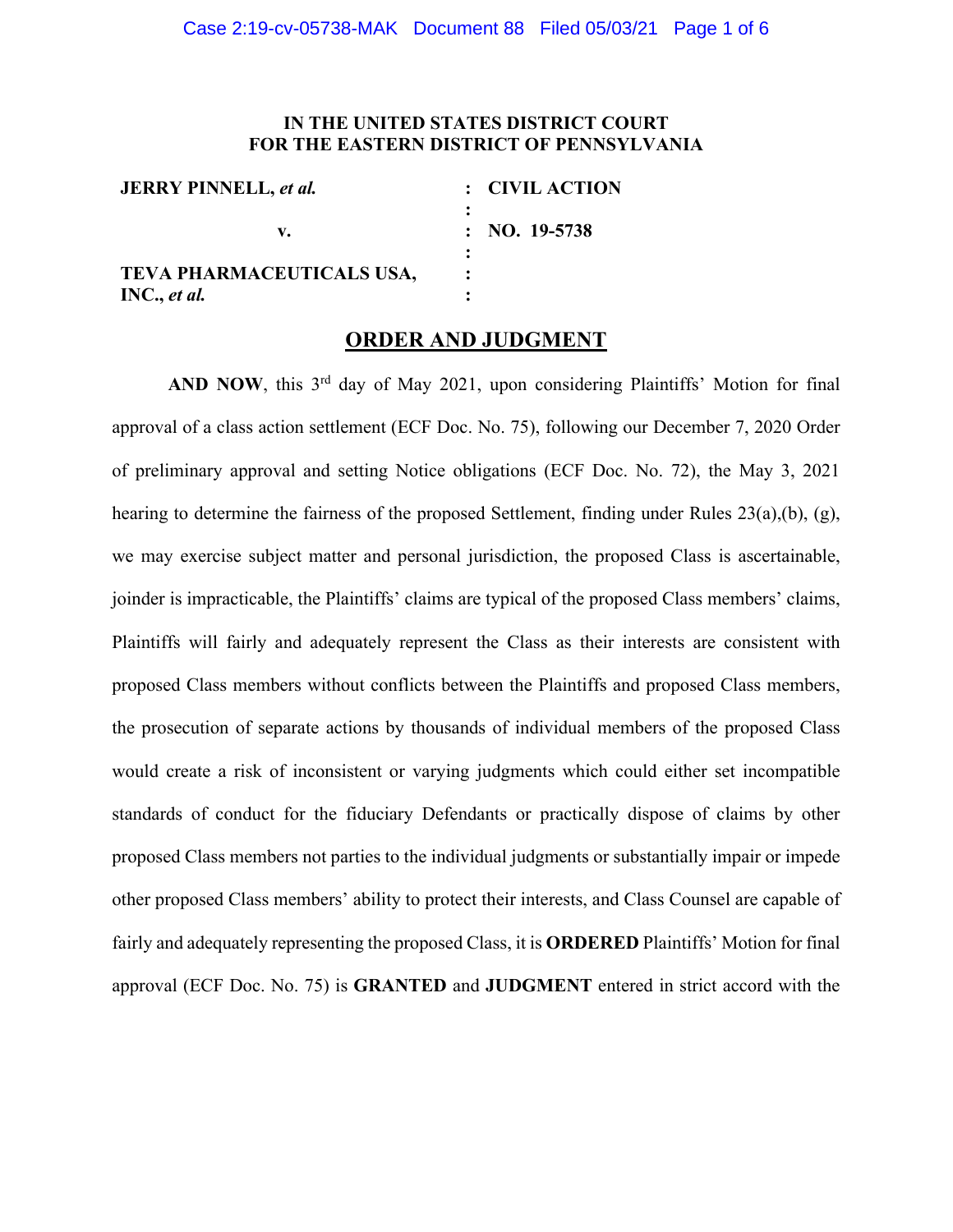**IN THE UNITED STATES DISTRICT COURT**
**FOR THE EASTERN DISTRICT OF PENNSYLVANIA**

| | | |
|---|---|---|
| **JERRY PINNELL,** ***et al.*** | : | **CIVIL ACTION** |
| | : | |
| **v.** | : | **NO. 19-5738** |
| | : | |
| **TEVA PHARMACEUTICALS USA, INC.,** ***et al.*** | : | |

## ORDER AND JUDGMENT

**AND NOW**, this 3rd day of May 2021, upon considering Plaintiffs' Motion for final approval of a class action settlement (ECF Doc. No. 75), following our December 7, 2020 Order of preliminary approval and setting Notice obligations (ECF Doc. No. 72), the May 3, 2021 hearing to determine the fairness of the proposed Settlement, finding under Rules 23(a),(b), (g), we may exercise subject matter and personal jurisdiction, the proposed Class is ascertainable, joinder is impracticable, the Plaintiffs' claims are typical of the proposed Class members' claims, Plaintiffs will fairly and adequately represent the Class as their interests are consistent with proposed Class members without conflicts between the Plaintiffs and proposed Class members, the prosecution of separate actions by thousands of individual members of the proposed Class would create a risk of inconsistent or varying judgments which could either set incompatible standards of conduct for the fiduciary Defendants or practically dispose of claims by other proposed Class members not parties to the individual judgments or substantially impair or impede other proposed Class members' ability to protect their interests, and Class Counsel are capable of fairly and adequately representing the proposed Class, it is **ORDERED** Plaintiffs' Motion for final approval (ECF Doc. No. 75) is **GRANTED** and **JUDGMENT** entered in strict accord with the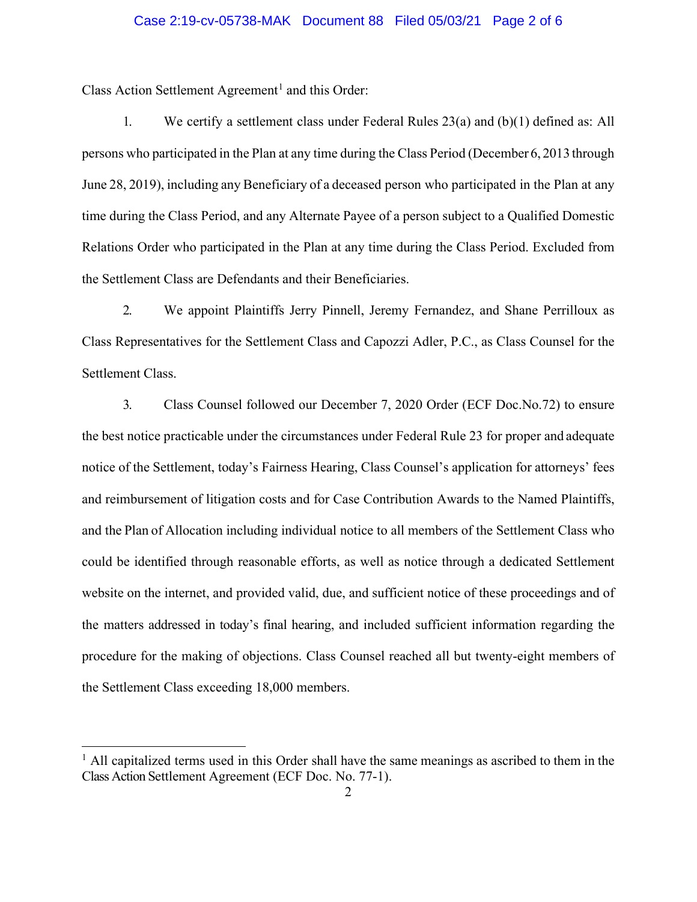Class Action Settlement Agreement[1] and this Order:

1. We certify a settlement class under Federal Rules 23(a) and (b)(1) defined as: All persons who participated in the Plan at any time during the Class Period (December 6, 2013 through June 28, 2019), including any Beneficiary of a deceased person who participated in the Plan at any time during the Class Period, and any Alternate Payee of a person subject to a Qualified Domestic Relations Order who participated in the Plan at any time during the Class Period. Excluded from the Settlement Class are Defendants and their Beneficiaries.

2. We appoint Plaintiffs Jerry Pinnell, Jeremy Fernandez, and Shane Perrilloux as Class Representatives for the Settlement Class and Capozzi Adler, P.C., as Class Counsel for the Settlement Class.

3. Class Counsel followed our December 7, 2020 Order (ECF Doc.No.72) to ensure the best notice practicable under the circumstances under Federal Rule 23 for proper and adequate notice of the Settlement, today's Fairness Hearing, Class Counsel's application for attorneys' fees and reimbursement of litigation costs and for Case Contribution Awards to the Named Plaintiffs, and the Plan of Allocation including individual notice to all members of the Settlement Class who could be identified through reasonable efforts, as well as notice through a dedicated Settlement website on the internet, and provided valid, due, and sufficient notice of these proceedings and of the matters addressed in today's final hearing, and included sufficient information regarding the procedure for the making of objections. Class Counsel reached all but twenty-eight members of the Settlement Class exceeding 18,000 members.

---

[1] All capitalized terms used in this Order shall have the same meanings as ascribed to them in the Class Action Settlement Agreement (ECF Doc. No. 77-1).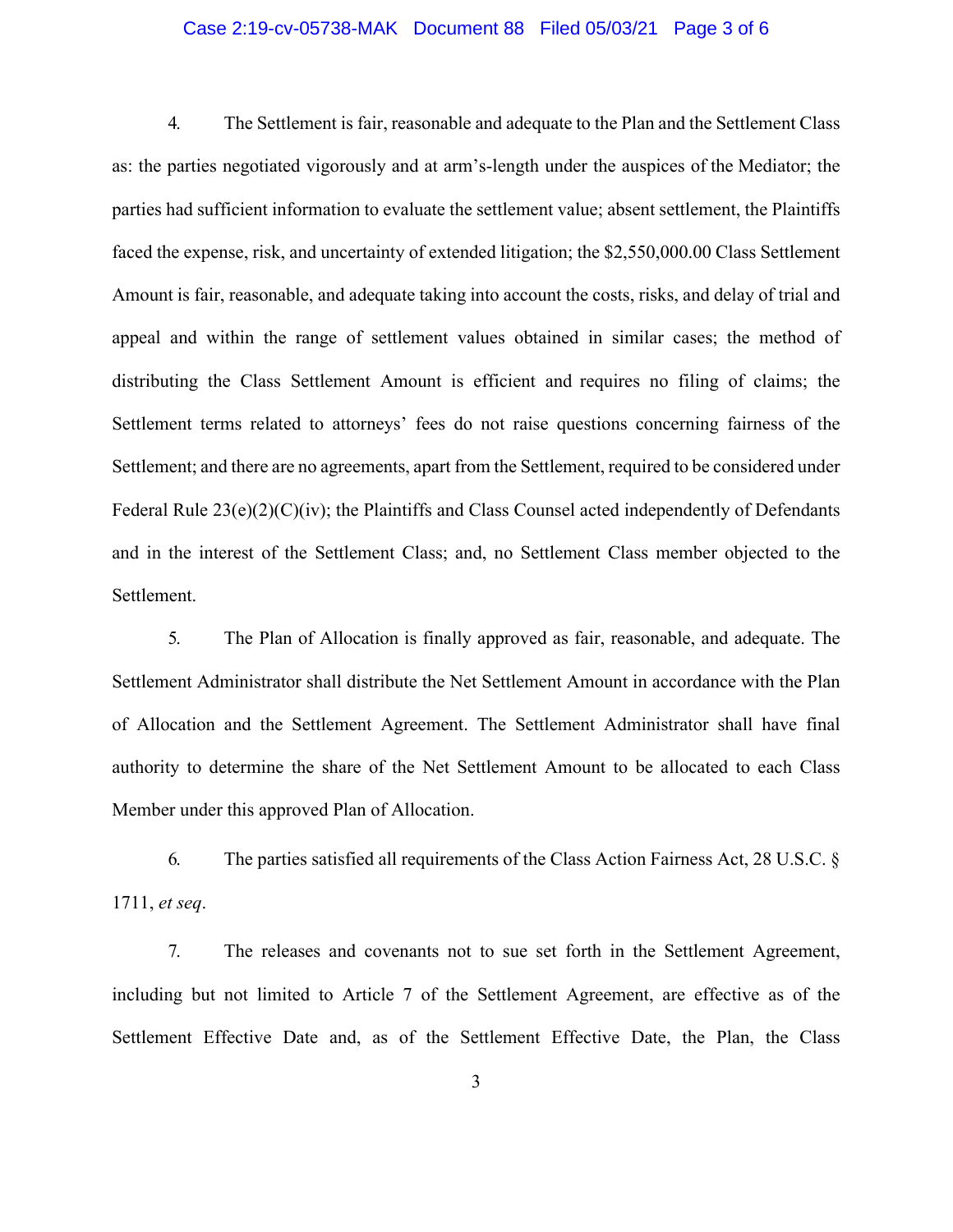4. The Settlement is fair, reasonable and adequate to the Plan and the Settlement Class as: the parties negotiated vigorously and at arm's-length under the auspices of the Mediator; the parties had sufficient information to evaluate the settlement value; absent settlement, the Plaintiffs faced the expense, risk, and uncertainty of extended litigation; the $2,550,000.00 Class Settlement Amount is fair, reasonable, and adequate taking into account the costs, risks, and delay of trial and appeal and within the range of settlement values obtained in similar cases; the method of distributing the Class Settlement Amount is efficient and requires no filing of claims; the Settlement terms related to attorneys' fees do not raise questions concerning fairness of the Settlement; and there are no agreements, apart from the Settlement, required to be considered under Federal Rule 23(e)(2)(C)(iv); the Plaintiffs and Class Counsel acted independently of Defendants and in the interest of the Settlement Class; and, no Settlement Class member objected to the Settlement.

5. The Plan of Allocation is finally approved as fair, reasonable, and adequate. The Settlement Administrator shall distribute the Net Settlement Amount in accordance with the Plan of Allocation and the Settlement Agreement. The Settlement Administrator shall have final authority to determine the share of the Net Settlement Amount to be allocated to each Class Member under this approved Plan of Allocation.

6. The parties satisfied all requirements of the Class Action Fairness Act, 28 U.S.C. § 1711, *et seq*.

7. The releases and covenants not to sue set forth in the Settlement Agreement, including but not limited to Article 7 of the Settlement Agreement, are effective as of the Settlement Effective Date and, as of the Settlement Effective Date, the Plan, the Class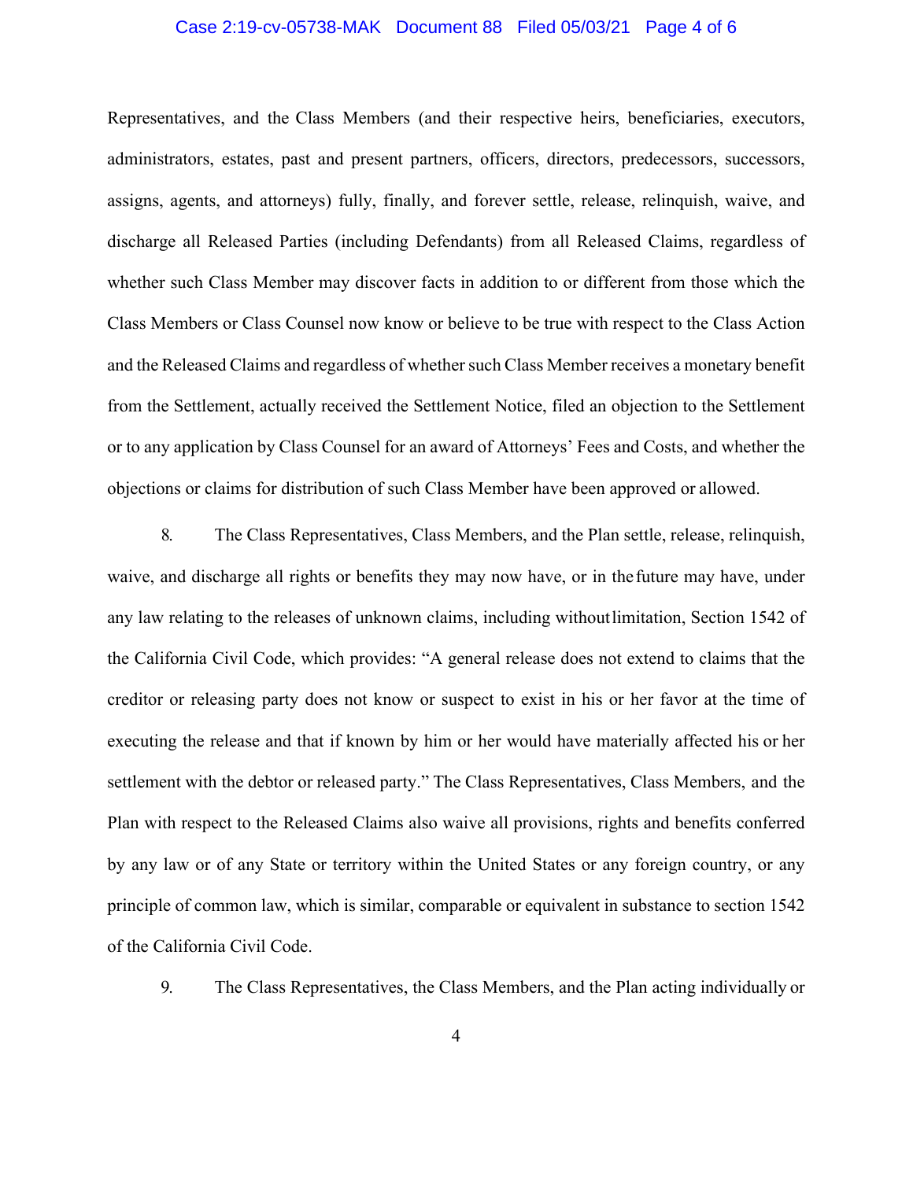Representatives, and the Class Members (and their respective heirs, beneficiaries, executors, administrators, estates, past and present partners, officers, directors, predecessors, successors, assigns, agents, and attorneys) fully, finally, and forever settle, release, relinquish, waive, and discharge all Released Parties (including Defendants) from all Released Claims, regardless of whether such Class Member may discover facts in addition to or different from those which the Class Members or Class Counsel now know or believe to be true with respect to the Class Action and the Released Claims and regardless of whether such Class Member receives a monetary benefit from the Settlement, actually received the Settlement Notice, filed an objection to the Settlement or to any application by Class Counsel for an award of Attorneys' Fees and Costs, and whether the objections or claims for distribution of such Class Member have been approved or allowed.

8. The Class Representatives, Class Members, and the Plan settle, release, relinquish, waive, and discharge all rights or benefits they may now have, or in the future may have, under any law relating to the releases of unknown claims, including without limitation, Section 1542 of the California Civil Code, which provides: "A general release does not extend to claims that the creditor or releasing party does not know or suspect to exist in his or her favor at the time of executing the release and that if known by him or her would have materially affected his or her settlement with the debtor or released party." The Class Representatives, Class Members, and the Plan with respect to the Released Claims also waive all provisions, rights and benefits conferred by any law or of any State or territory within the United States or any foreign country, or any principle of common law, which is similar, comparable or equivalent in substance to section 1542 of the California Civil Code.

9. The Class Representatives, the Class Members, and the Plan acting individually or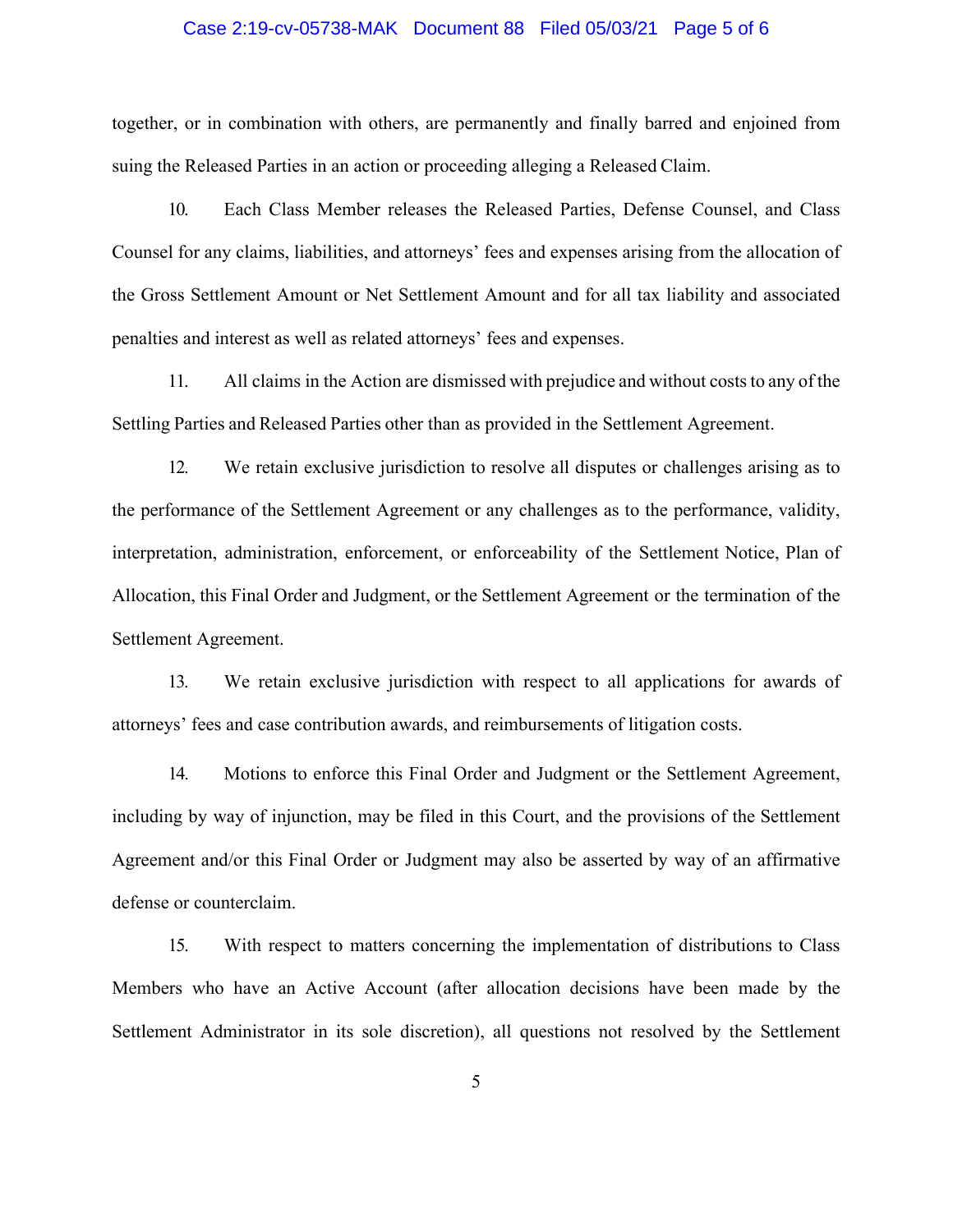together, or in combination with others, are permanently and finally barred and enjoined from suing the Released Parties in an action or proceeding alleging a Released Claim.

10. Each Class Member releases the Released Parties, Defense Counsel, and Class Counsel for any claims, liabilities, and attorneys' fees and expenses arising from the allocation of the Gross Settlement Amount or Net Settlement Amount and for all tax liability and associated penalties and interest as well as related attorneys' fees and expenses.

11. All claims in the Action are dismissed with prejudice and without costs to any of the Settling Parties and Released Parties other than as provided in the Settlement Agreement.

12. We retain exclusive jurisdiction to resolve all disputes or challenges arising as to the performance of the Settlement Agreement or any challenges as to the performance, validity, interpretation, administration, enforcement, or enforceability of the Settlement Notice, Plan of Allocation, this Final Order and Judgment, or the Settlement Agreement or the termination of the Settlement Agreement.

13. We retain exclusive jurisdiction with respect to all applications for awards of attorneys' fees and case contribution awards, and reimbursements of litigation costs.

14. Motions to enforce this Final Order and Judgment or the Settlement Agreement, including by way of injunction, may be filed in this Court, and the provisions of the Settlement Agreement and/or this Final Order or Judgment may also be asserted by way of an affirmative defense or counterclaim.

15. With respect to matters concerning the implementation of distributions to Class Members who have an Active Account (after allocation decisions have been made by the Settlement Administrator in its sole discretion), all questions not resolved by the Settlement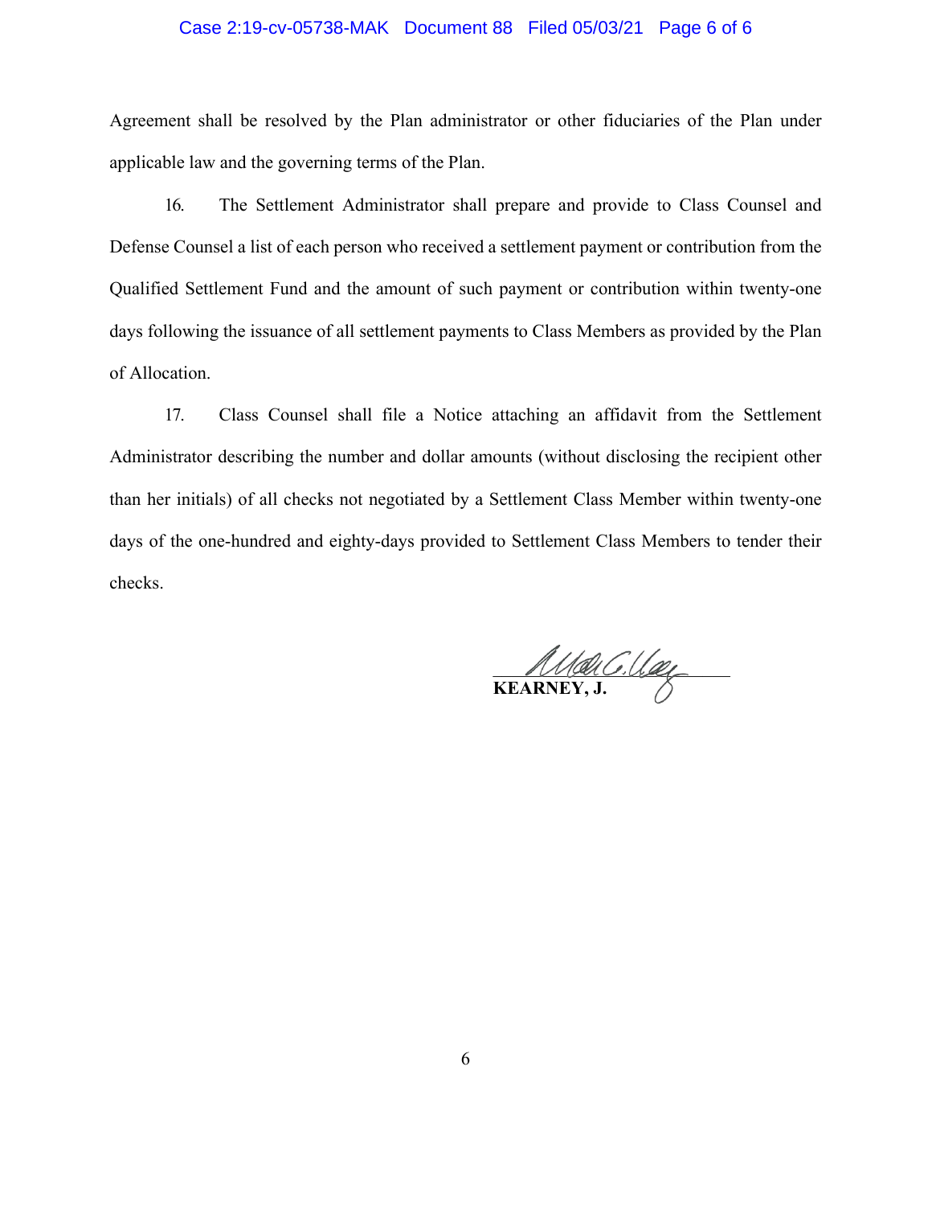Agreement shall be resolved by the Plan administrator or other fiduciaries of the Plan under applicable law and the governing terms of the Plan.

16. The Settlement Administrator shall prepare and provide to Class Counsel and Defense Counsel a list of each person who received a settlement payment or contribution from the Qualified Settlement Fund and the amount of such payment or contribution within twenty-one days following the issuance of all settlement payments to Class Members as provided by the Plan of Allocation.

17. Class Counsel shall file a Notice attaching an affidavit from the Settlement Administrator describing the number and dollar amounts (without disclosing the recipient other than her initials) of all checks not negotiated by a Settlement Class Member within twenty-one days of the one-hundred and eighty-days provided to Settlement Class Members to tender their checks.

**KEARNEY, J.**